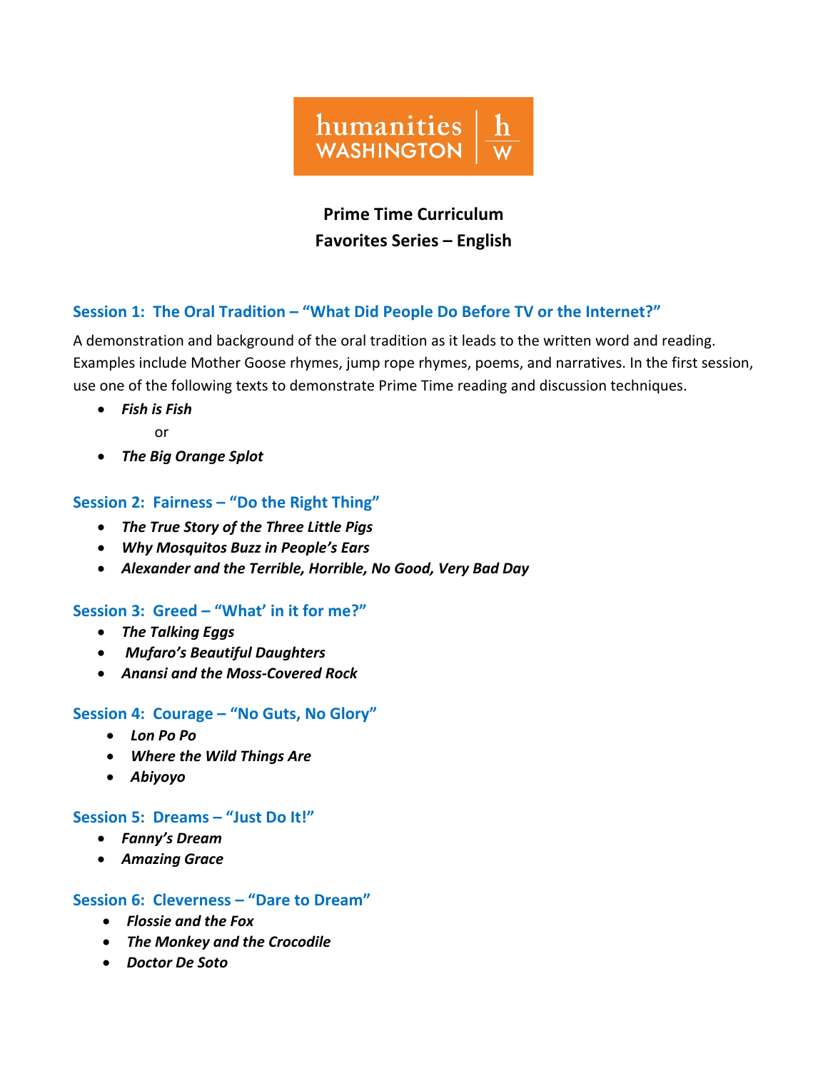humanities WASHINGTON | h w

# Prime Time Curriculum
# Favorites Series – English

## Session 1: The Oral Tradition – "What Did People Do Before TV or the Internet?"

A demonstration and background of the oral tradition as it leads to the written word and reading. Examples include Mother Goose rhymes, jump rope rhymes, poems, and narratives. In the first session, use one of the following texts to demonstrate Prime Time reading and discussion techniques.

- ***Fish is Fish***

  or

- ***The Big Orange Splot***

## Session 2: Fairness – "Do the Right Thing"

- ***The True Story of the Three Little Pigs***
- ***Why Mosquitos Buzz in People's Ears***
- ***Alexander and the Terrible, Horrible, No Good, Very Bad Day***

## Session 3: Greed – "What' in it for me?"

- ***The Talking Eggs***
- ***Mufaro's Beautiful Daughters***
- ***Anansi and the Moss-Covered Rock***

## Session 4: Courage – "No Guts, No Glory"

- ***Lon Po Po***
- ***Where the Wild Things Are***
- ***Abiyoyo***

## Session 5: Dreams – "Just Do It!"

- ***Fanny's Dream***
- ***Amazing Grace***

## Session 6: Cleverness – "Dare to Dream"

- ***Flossie and the Fox***
- ***The Monkey and the Crocodile***
- ***Doctor De Soto***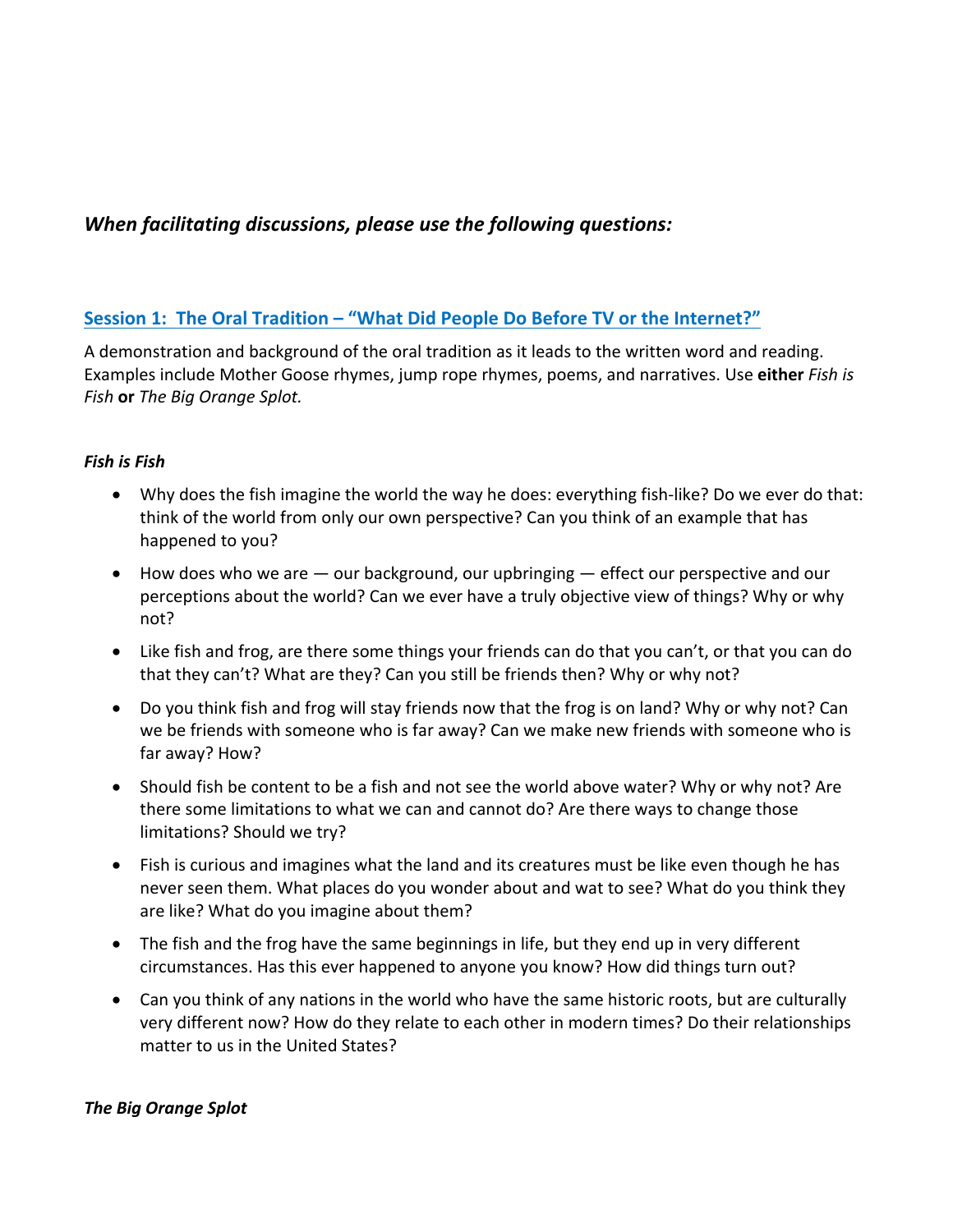*When facilitating discussions, please use the following questions:*

## Session 1: The Oral Tradition – "What Did People Do Before TV or the Internet?"

A demonstration and background of the oral tradition as it leads to the written word and reading. Examples include Mother Goose rhymes, jump rope rhymes, poems, and narratives. Use **either** *Fish is Fish* **or** *The Big Orange Splot.*

### *Fish is Fish*

- Why does the fish imagine the world the way he does: everything fish-like? Do we ever do that: think of the world from only our own perspective? Can you think of an example that has happened to you?
- How does who we are — our background, our upbringing — effect our perspective and our perceptions about the world? Can we ever have a truly objective view of things? Why or why not?
- Like fish and frog, are there some things your friends can do that you can't, or that you can do that they can't? What are they? Can you still be friends then? Why or why not?
- Do you think fish and frog will stay friends now that the frog is on land? Why or why not? Can we be friends with someone who is far away? Can we make new friends with someone who is far away? How?
- Should fish be content to be a fish and not see the world above water? Why or why not? Are there some limitations to what we can and cannot do? Are there ways to change those limitations? Should we try?
- Fish is curious and imagines what the land and its creatures must be like even though he has never seen them. What places do you wonder about and wat to see? What do you think they are like? What do you imagine about them?
- The fish and the frog have the same beginnings in life, but they end up in very different circumstances. Has this ever happened to anyone you know? How did things turn out?
- Can you think of any nations in the world who have the same historic roots, but are culturally very different now? How do they relate to each other in modern times? Do their relationships matter to us in the United States?

### *The Big Orange Splot*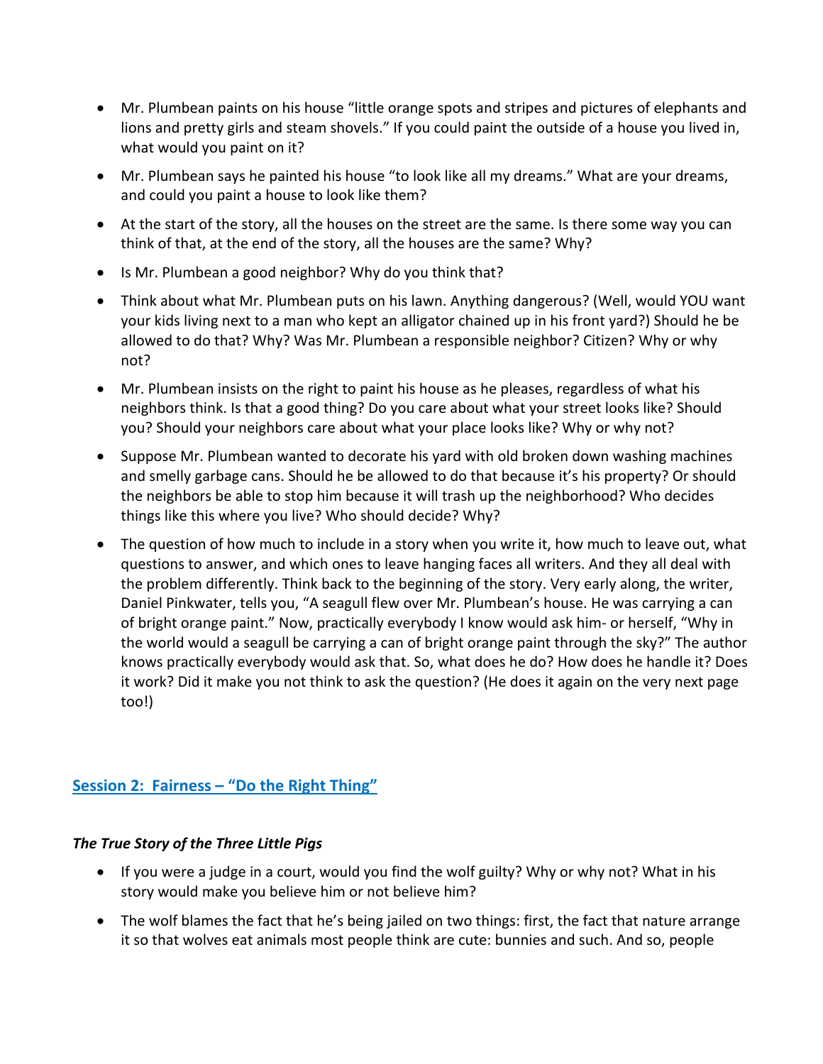- Mr. Plumbean paints on his house “little orange spots and stripes and pictures of elephants and lions and pretty girls and steam shovels.” If you could paint the outside of a house you lived in, what would you paint on it?
- Mr. Plumbean says he painted his house “to look like all my dreams.” What are your dreams, and could you paint a house to look like them?
- At the start of the story, all the houses on the street are the same. Is there some way you can think of that, at the end of the story, all the houses are the same? Why?
- Is Mr. Plumbean a good neighbor? Why do you think that?
- Think about what Mr. Plumbean puts on his lawn. Anything dangerous? (Well, would YOU want your kids living next to a man who kept an alligator chained up in his front yard?) Should he be allowed to do that? Why? Was Mr. Plumbean a responsible neighbor? Citizen? Why or why not?
- Mr. Plumbean insists on the right to paint his house as he pleases, regardless of what his neighbors think. Is that a good thing? Do you care about what your street looks like? Should you? Should your neighbors care about what your place looks like? Why or why not?
- Suppose Mr. Plumbean wanted to decorate his yard with old broken down washing machines and smelly garbage cans. Should he be allowed to do that because it’s his property? Or should the neighbors be able to stop him because it will trash up the neighborhood? Who decides things like this where you live? Who should decide? Why?
- The question of how much to include in a story when you write it, how much to leave out, what questions to answer, and which ones to leave hanging faces all writers. And they all deal with the problem differently. Think back to the beginning of the story. Very early along, the writer, Daniel Pinkwater, tells you, “A seagull flew over Mr. Plumbean’s house. He was carrying a can of bright orange paint.” Now, practically everybody I know would ask him- or herself, “Why in the world would a seagull be carrying a can of bright orange paint through the sky?” The author knows practically everybody would ask that. So, what does he do? How does he handle it? Does it work? Did it make you not think to ask the question? (He does it again on the very next page too!)

## Session 2: Fairness – “Do the Right Thing”

### *The True Story of the Three Little Pigs*

- If you were a judge in a court, would you find the wolf guilty? Why or why not? What in his story would make you believe him or not believe him?
- The wolf blames the fact that he’s being jailed on two things: first, the fact that nature arrange it so that wolves eat animals most people think are cute: bunnies and such. And so, people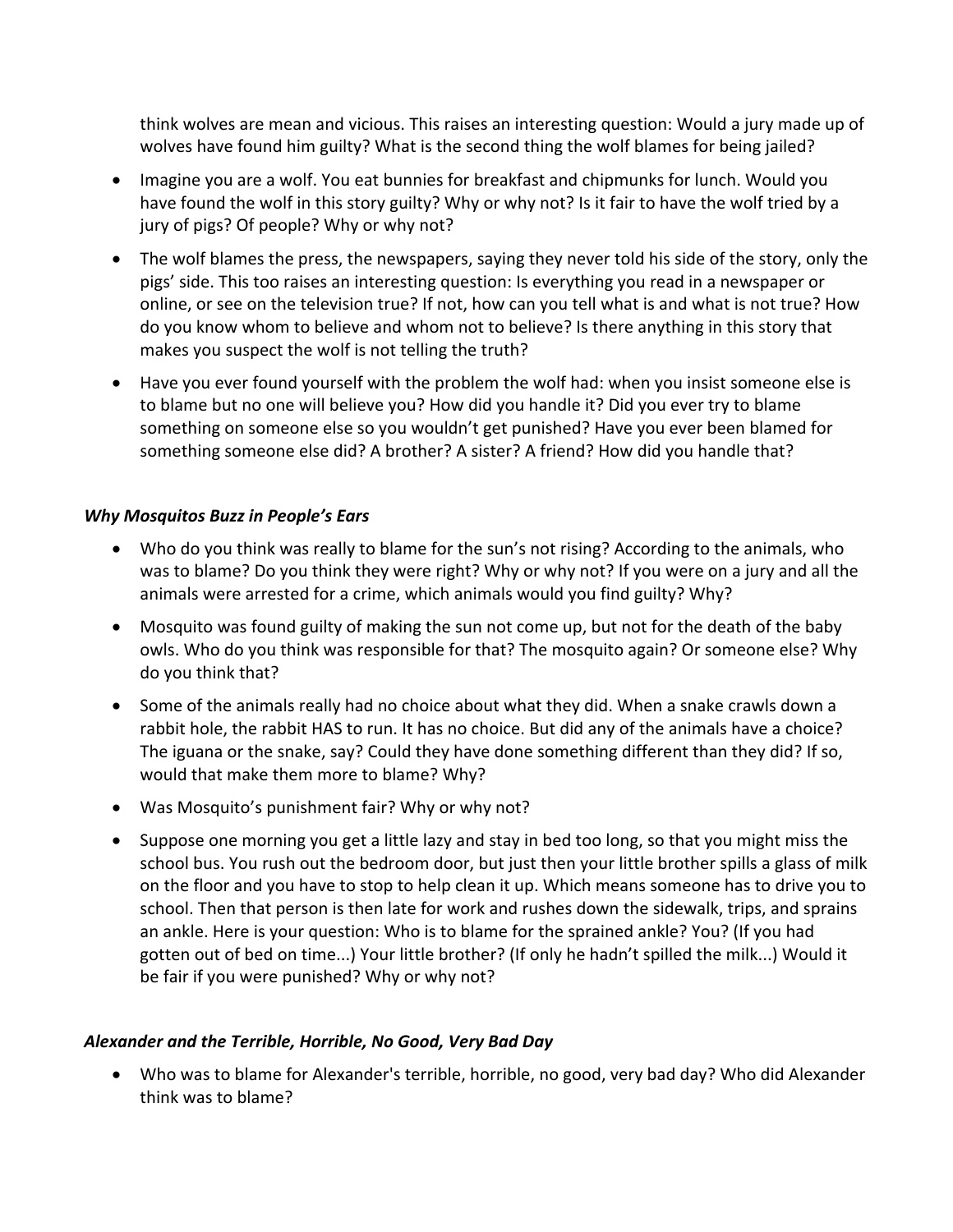think wolves are mean and vicious. This raises an interesting question: Would a jury made up of wolves have found him guilty? What is the second thing the wolf blames for being jailed?

- Imagine you are a wolf. You eat bunnies for breakfast and chipmunks for lunch. Would you have found the wolf in this story guilty? Why or why not? Is it fair to have the wolf tried by a jury of pigs? Of people? Why or why not?
- The wolf blames the press, the newspapers, saying they never told his side of the story, only the pigs' side. This too raises an interesting question: Is everything you read in a newspaper or online, or see on the television true? If not, how can you tell what is and what is not true? How do you know whom to believe and whom not to believe? Is there anything in this story that makes you suspect the wolf is not telling the truth?
- Have you ever found yourself with the problem the wolf had: when you insist someone else is to blame but no one will believe you? How did you handle it? Did you ever try to blame something on someone else so you wouldn't get punished? Have you ever been blamed for something someone else did? A brother? A sister? A friend? How did you handle that?

### *Why Mosquitos Buzz in People's Ears*

- Who do you think was really to blame for the sun's not rising? According to the animals, who was to blame? Do you think they were right? Why or why not? If you were on a jury and all the animals were arrested for a crime, which animals would you find guilty? Why?
- Mosquito was found guilty of making the sun not come up, but not for the death of the baby owls. Who do you think was responsible for that? The mosquito again? Or someone else? Why do you think that?
- Some of the animals really had no choice about what they did. When a snake crawls down a rabbit hole, the rabbit HAS to run. It has no choice. But did any of the animals have a choice? The iguana or the snake, say? Could they have done something different than they did? If so, would that make them more to blame? Why?
- Was Mosquito's punishment fair? Why or why not?
- Suppose one morning you get a little lazy and stay in bed too long, so that you might miss the school bus. You rush out the bedroom door, but just then your little brother spills a glass of milk on the floor and you have to stop to help clean it up. Which means someone has to drive you to school. Then that person is then late for work and rushes down the sidewalk, trips, and sprains an ankle. Here is your question: Who is to blame for the sprained ankle? You? (If you had gotten out of bed on time...) Your little brother? (If only he hadn't spilled the milk...) Would it be fair if you were punished? Why or why not?

### *Alexander and the Terrible, Horrible, No Good, Very Bad Day*

- Who was to blame for Alexander's terrible, horrible, no good, very bad day? Who did Alexander think was to blame?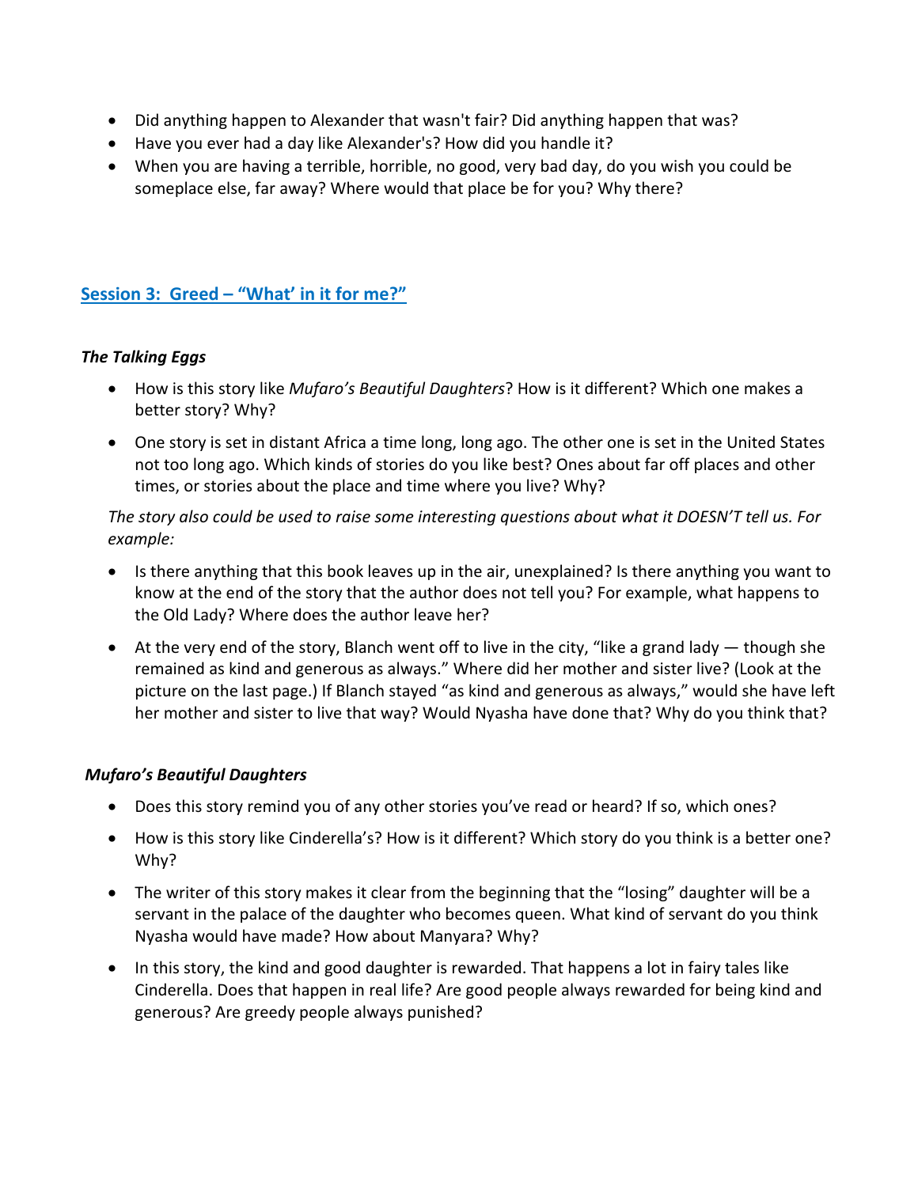- Did anything happen to Alexander that wasn't fair? Did anything happen that was?
- Have you ever had a day like Alexander's? How did you handle it?
- When you are having a terrible, horrible, no good, very bad day, do you wish you could be someplace else, far away? Where would that place be for you? Why there?

## Session 3: Greed – "What' in it for me?"

### *The Talking Eggs*

- How is this story like *Mufaro's Beautiful Daughters*? How is it different? Which one makes a better story? Why?
- One story is set in distant Africa a time long, long ago. The other one is set in the United States not too long ago. Which kinds of stories do you like best? Ones about far off places and other times, or stories about the place and time where you live? Why?

*The story also could be used to raise some interesting questions about what it DOESN'T tell us. For example:*

- Is there anything that this book leaves up in the air, unexplained? Is there anything you want to know at the end of the story that the author does not tell you? For example, what happens to the Old Lady? Where does the author leave her?
- At the very end of the story, Blanch went off to live in the city, "like a grand lady — though she remained as kind and generous as always." Where did her mother and sister live? (Look at the picture on the last page.) If Blanch stayed "as kind and generous as always," would she have left her mother and sister to live that way? Would Nyasha have done that? Why do you think that?

### *Mufaro's Beautiful Daughters*

- Does this story remind you of any other stories you've read or heard? If so, which ones?
- How is this story like Cinderella's? How is it different? Which story do you think is a better one? Why?
- The writer of this story makes it clear from the beginning that the "losing" daughter will be a servant in the palace of the daughter who becomes queen. What kind of servant do you think Nyasha would have made? How about Manyara? Why?
- In this story, the kind and good daughter is rewarded. That happens a lot in fairy tales like Cinderella. Does that happen in real life? Are good people always rewarded for being kind and generous? Are greedy people always punished?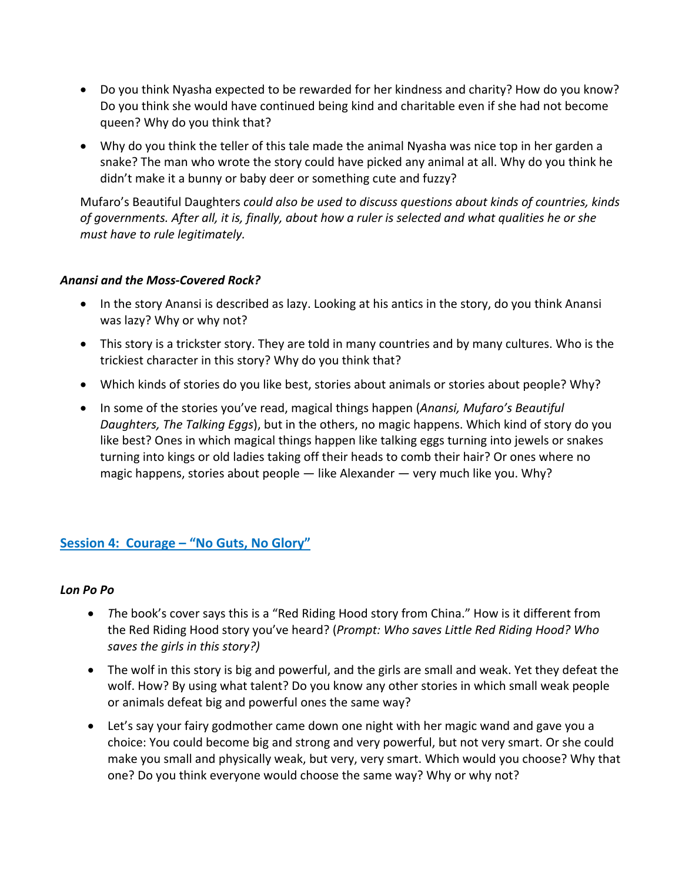- Do you think Nyasha expected to be rewarded for her kindness and charity? How do you know? Do you think she would have continued being kind and charitable even if she had not become queen? Why do you think that?
- Why do you think the teller of this tale made the animal Nyasha was nice top in her garden a snake? The man who wrote the story could have picked any animal at all. Why do you think he didn't make it a bunny or baby deer or something cute and fuzzy?

Mufaro's Beautiful Daughters *could also be used to discuss questions about kinds of countries, kinds of governments. After all, it is, finally, about how a ruler is selected and what qualities he or she must have to rule legitimately.*

### *Anansi and the Moss-Covered Rock?*

- In the story Anansi is described as lazy. Looking at his antics in the story, do you think Anansi was lazy? Why or why not?
- This story is a trickster story. They are told in many countries and by many cultures. Who is the trickiest character in this story? Why do you think that?
- Which kinds of stories do you like best, stories about animals or stories about people? Why?
- In some of the stories you've read, magical things happen (*Anansi, Mufaro's Beautiful Daughters, The Talking Eggs*), but in the others, no magic happens. Which kind of story do you like best? Ones in which magical things happen like talking eggs turning into jewels or snakes turning into kings or old ladies taking off their heads to comb their hair? Or ones where no magic happens, stories about people — like Alexander — very much like you. Why?

## Session 4: Courage – "No Guts, No Glory"

### *Lon Po Po*

- *T*he book's cover says this is a "Red Riding Hood story from China." How is it different from the Red Riding Hood story you've heard? (*Prompt: Who saves Little Red Riding Hood? Who saves the girls in this story?)*
- The wolf in this story is big and powerful, and the girls are small and weak. Yet they defeat the wolf. How? By using what talent? Do you know any other stories in which small weak people or animals defeat big and powerful ones the same way?
- Let's say your fairy godmother came down one night with her magic wand and gave you a choice: You could become big and strong and very powerful, but not very smart. Or she could make you small and physically weak, but very, very smart. Which would you choose? Why that one? Do you think everyone would choose the same way? Why or why not?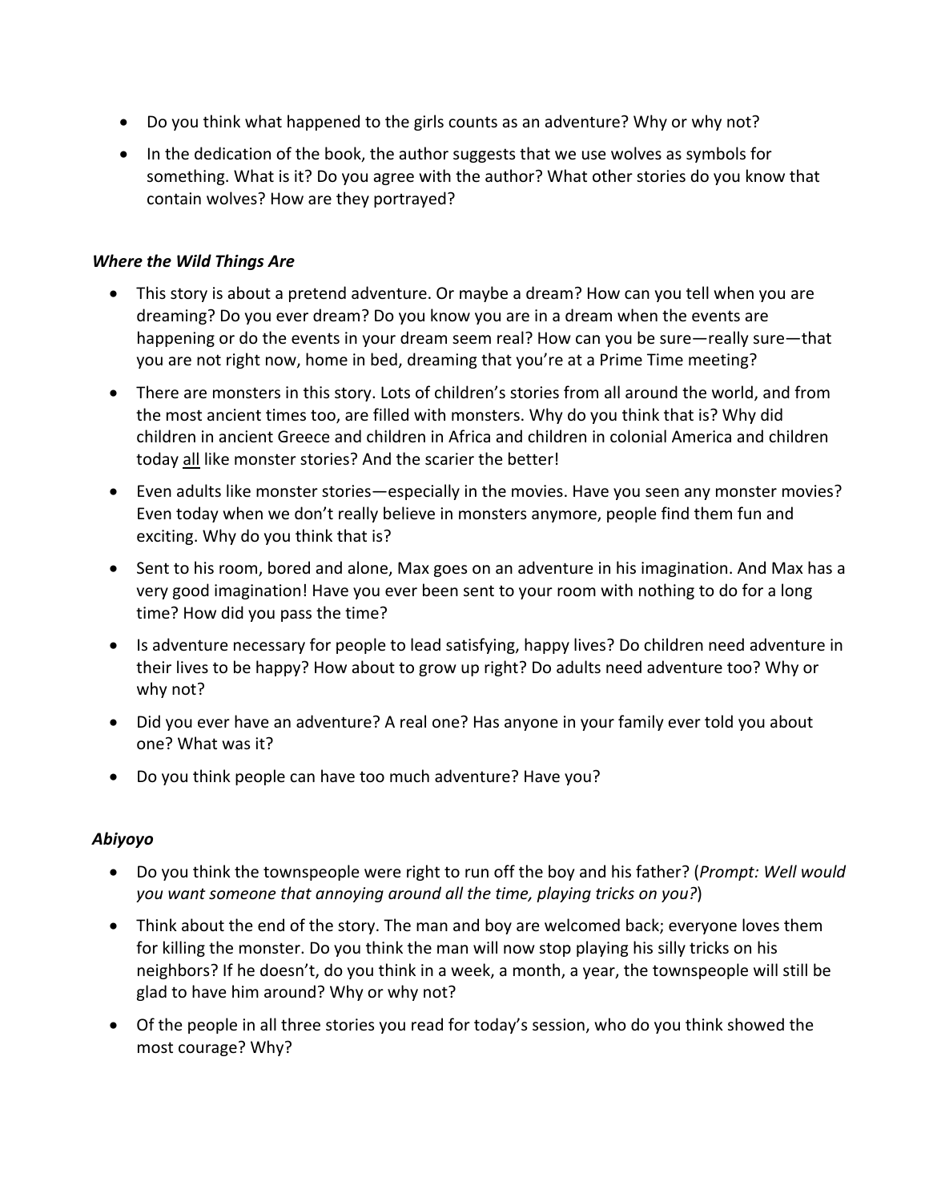- Do you think what happened to the girls counts as an adventure? Why or why not?
- In the dedication of the book, the author suggests that we use wolves as symbols for something. What is it? Do you agree with the author? What other stories do you know that contain wolves? How are they portrayed?

***Where the Wild Things Are***

- This story is about a pretend adventure. Or maybe a dream? How can you tell when you are dreaming? Do you ever dream? Do you know you are in a dream when the events are happening or do the events in your dream seem real? How can you be sure—really sure—that you are not right now, home in bed, dreaming that you're at a Prime Time meeting?
- There are monsters in this story. Lots of children's stories from all around the world, and from the most ancient times too, are filled with monsters. Why do you think that is? Why did children in ancient Greece and children in Africa and children in colonial America and children today <u>all</u> like monster stories? And the scarier the better!
- Even adults like monster stories—especially in the movies. Have you seen any monster movies? Even today when we don't really believe in monsters anymore, people find them fun and exciting. Why do you think that is?
- Sent to his room, bored and alone, Max goes on an adventure in his imagination. And Max has a very good imagination! Have you ever been sent to your room with nothing to do for a long time? How did you pass the time?
- Is adventure necessary for people to lead satisfying, happy lives? Do children need adventure in their lives to be happy? How about to grow up right? Do adults need adventure too? Why or why not?
- Did you ever have an adventure? A real one? Has anyone in your family ever told you about one? What was it?
- Do you think people can have too much adventure? Have you?

***Abiyoyo***

- Do you think the townspeople were right to run off the boy and his father? (*Prompt: Well would you want someone that annoying around all the time, playing tricks on you?*)
- Think about the end of the story. The man and boy are welcomed back; everyone loves them for killing the monster. Do you think the man will now stop playing his silly tricks on his neighbors? If he doesn't, do you think in a week, a month, a year, the townspeople will still be glad to have him around? Why or why not?
- Of the people in all three stories you read for today's session, who do you think showed the most courage? Why?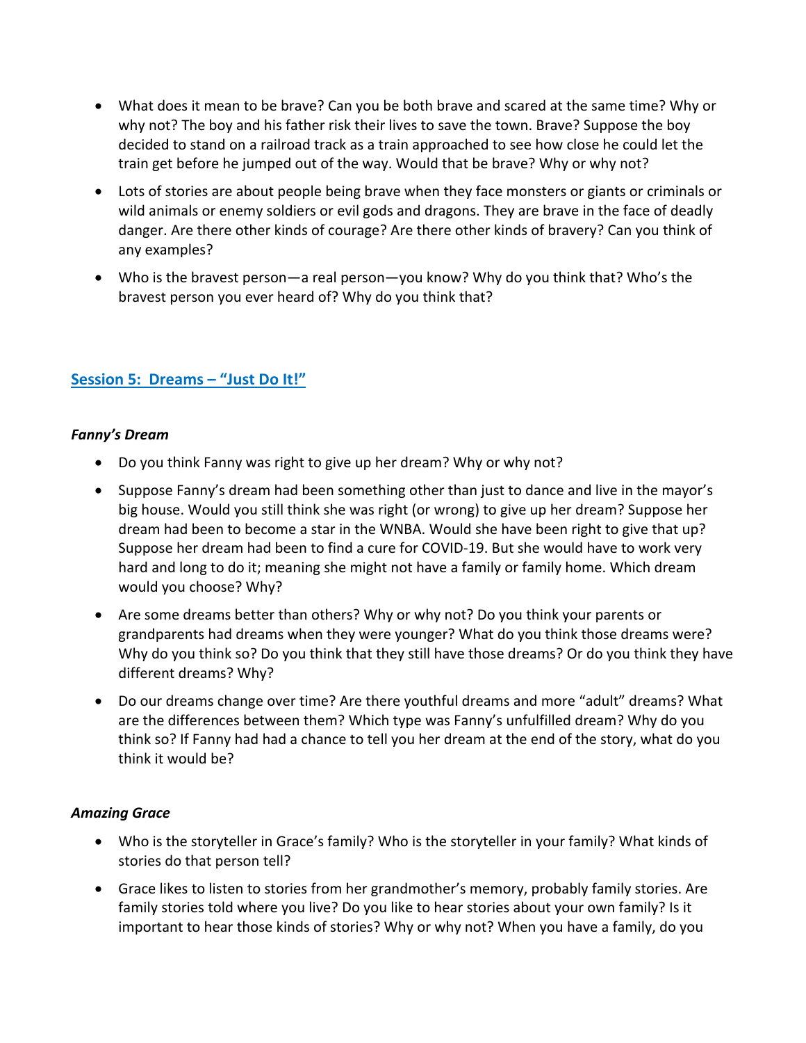- What does it mean to be brave? Can you be both brave and scared at the same time? Why or why not? The boy and his father risk their lives to save the town. Brave? Suppose the boy decided to stand on a railroad track as a train approached to see how close he could let the train get before he jumped out of the way. Would that be brave? Why or why not?
- Lots of stories are about people being brave when they face monsters or giants or criminals or wild animals or enemy soldiers or evil gods and dragons. They are brave in the face of deadly danger. Are there other kinds of courage? Are there other kinds of bravery? Can you think of any examples?
- Who is the bravest person—a real person—you know? Why do you think that? Who's the bravest person you ever heard of? Why do you think that?

## Session 5: Dreams – "Just Do It!"

### *Fanny's Dream*

- Do you think Fanny was right to give up her dream? Why or why not?
- Suppose Fanny's dream had been something other than just to dance and live in the mayor's big house. Would you still think she was right (or wrong) to give up her dream? Suppose her dream had been to become a star in the WNBA. Would she have been right to give that up? Suppose her dream had been to find a cure for COVID-19. But she would have to work very hard and long to do it; meaning she might not have a family or family home. Which dream would you choose? Why?
- Are some dreams better than others? Why or why not? Do you think your parents or grandparents had dreams when they were younger? What do you think those dreams were? Why do you think so? Do you think that they still have those dreams? Or do you think they have different dreams? Why?
- Do our dreams change over time? Are there youthful dreams and more "adult" dreams? What are the differences between them? Which type was Fanny's unfulfilled dream? Why do you think so? If Fanny had had a chance to tell you her dream at the end of the story, what do you think it would be?

### *Amazing Grace*

- Who is the storyteller in Grace's family? Who is the storyteller in your family? What kinds of stories do that person tell?
- Grace likes to listen to stories from her grandmother's memory, probably family stories. Are family stories told where you live? Do you like to hear stories about your own family? Is it important to hear those kinds of stories? Why or why not? When you have a family, do you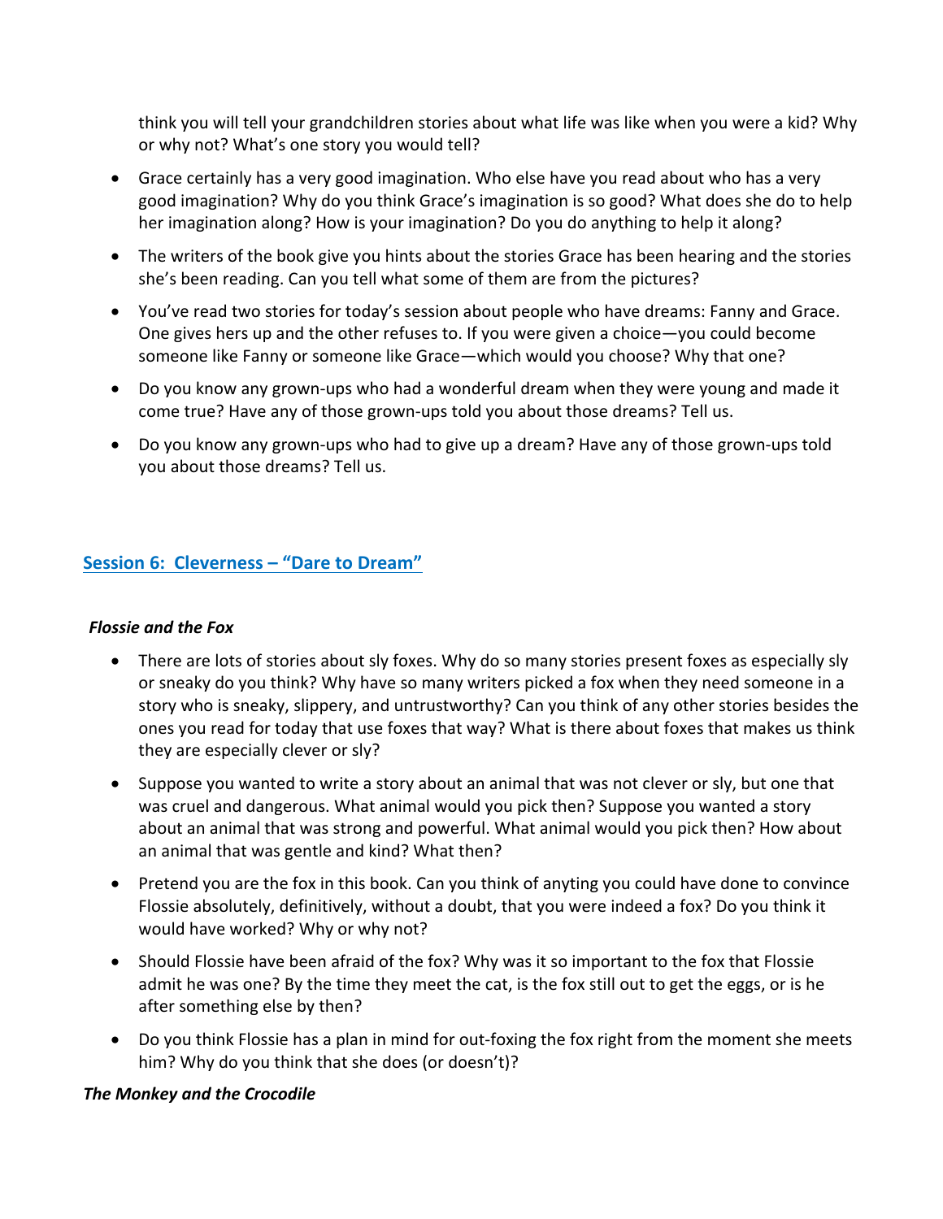think you will tell your grandchildren stories about what life was like when you were a kid? Why or why not? What's one story you would tell?

- Grace certainly has a very good imagination. Who else have you read about who has a very good imagination? Why do you think Grace's imagination is so good? What does she do to help her imagination along? How is your imagination? Do you do anything to help it along?
- The writers of the book give you hints about the stories Grace has been hearing and the stories she's been reading. Can you tell what some of them are from the pictures?
- You've read two stories for today's session about people who have dreams: Fanny and Grace. One gives hers up and the other refuses to. If you were given a choice—you could become someone like Fanny or someone like Grace—which would you choose? Why that one?
- Do you know any grown-ups who had a wonderful dream when they were young and made it come true? Have any of those grown-ups told you about those dreams? Tell us.
- Do you know any grown-ups who had to give up a dream? Have any of those grown-ups told you about those dreams? Tell us.

## Session 6: Cleverness – "Dare to Dream"

***Flossie and the Fox***

- There are lots of stories about sly foxes. Why do so many stories present foxes as especially sly or sneaky do you think? Why have so many writers picked a fox when they need someone in a story who is sneaky, slippery, and untrustworthy? Can you think of any other stories besides the ones you read for today that use foxes that way? What is there about foxes that makes us think they are especially clever or sly?
- Suppose you wanted to write a story about an animal that was not clever or sly, but one that was cruel and dangerous. What animal would you pick then? Suppose you wanted a story about an animal that was strong and powerful. What animal would you pick then? How about an animal that was gentle and kind? What then?
- Pretend you are the fox in this book. Can you think of anyting you could have done to convince Flossie absolutely, definitively, without a doubt, that you were indeed a fox? Do you think it would have worked? Why or why not?
- Should Flossie have been afraid of the fox? Why was it so important to the fox that Flossie admit he was one? By the time they meet the cat, is the fox still out to get the eggs, or is he after something else by then?
- Do you think Flossie has a plan in mind for out-foxing the fox right from the moment she meets him? Why do you think that she does (or doesn't)?

***The Monkey and the Crocodile***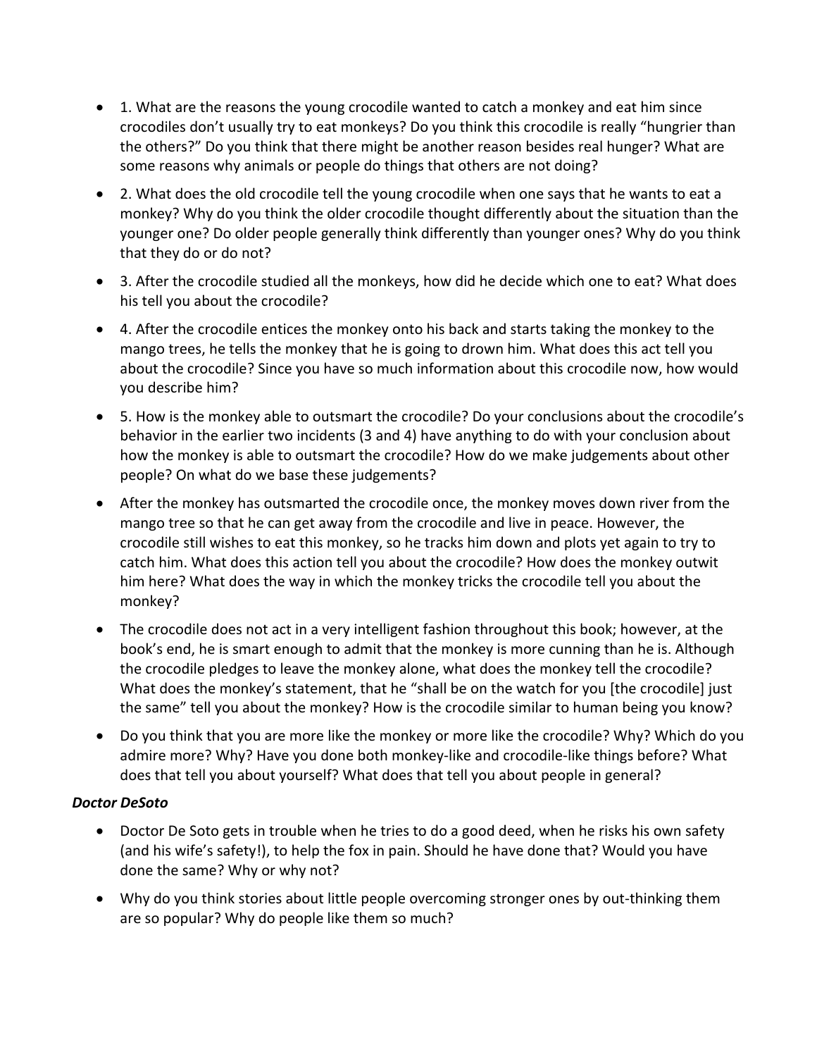- 1. What are the reasons the young crocodile wanted to catch a monkey and eat him since crocodiles don't usually try to eat monkeys? Do you think this crocodile is really "hungrier than the others?" Do you think that there might be another reason besides real hunger? What are some reasons why animals or people do things that others are not doing?
- 2. What does the old crocodile tell the young crocodile when one says that he wants to eat a monkey? Why do you think the older crocodile thought differently about the situation than the younger one? Do older people generally think differently than younger ones? Why do you think that they do or do not?
- 3. After the crocodile studied all the monkeys, how did he decide which one to eat? What does his tell you about the crocodile?
- 4. After the crocodile entices the monkey onto his back and starts taking the monkey to the mango trees, he tells the monkey that he is going to drown him. What does this act tell you about the crocodile? Since you have so much information about this crocodile now, how would you describe him?
- 5. How is the monkey able to outsmart the crocodile? Do your conclusions about the crocodile's behavior in the earlier two incidents (3 and 4) have anything to do with your conclusion about how the monkey is able to outsmart the crocodile? How do we make judgements about other people? On what do we base these judgements?
- After the monkey has outsmarted the crocodile once, the monkey moves down river from the mango tree so that he can get away from the crocodile and live in peace. However, the crocodile still wishes to eat this monkey, so he tracks him down and plots yet again to try to catch him. What does this action tell you about the crocodile? How does the monkey outwit him here? What does the way in which the monkey tricks the crocodile tell you about the monkey?
- The crocodile does not act in a very intelligent fashion throughout this book; however, at the book's end, he is smart enough to admit that the monkey is more cunning than he is. Although the crocodile pledges to leave the monkey alone, what does the monkey tell the crocodile? What does the monkey's statement, that he "shall be on the watch for you [the crocodile] just the same" tell you about the monkey? How is the crocodile similar to human being you know?
- Do you think that you are more like the monkey or more like the crocodile? Why? Which do you admire more? Why? Have you done both monkey-like and crocodile-like things before? What does that tell you about yourself? What does that tell you about people in general?

***Doctor DeSoto***

- Doctor De Soto gets in trouble when he tries to do a good deed, when he risks his own safety (and his wife's safety!), to help the fox in pain. Should he have done that? Would you have done the same? Why or why not?
- Why do you think stories about little people overcoming stronger ones by out-thinking them are so popular? Why do people like them so much?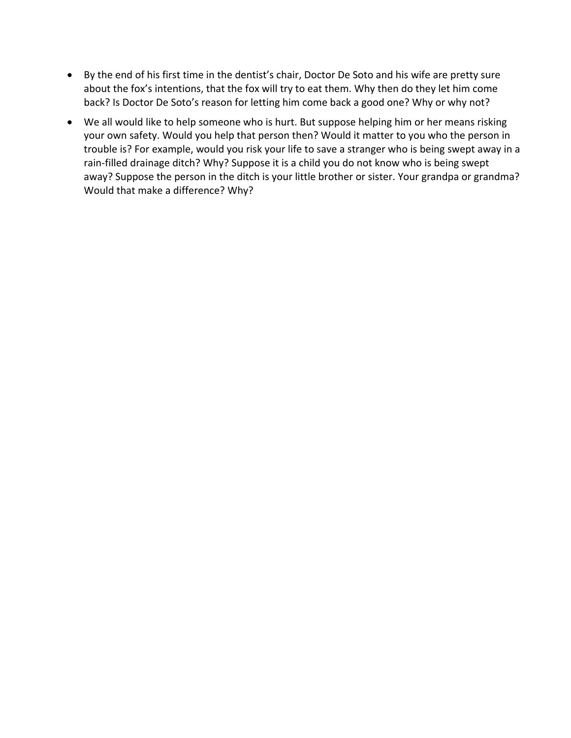- By the end of his first time in the dentist's chair, Doctor De Soto and his wife are pretty sure about the fox's intentions, that the fox will try to eat them. Why then do they let him come back? Is Doctor De Soto's reason for letting him come back a good one? Why or why not?
- We all would like to help someone who is hurt. But suppose helping him or her means risking your own safety. Would you help that person then? Would it matter to you who the person in trouble is? For example, would you risk your life to save a stranger who is being swept away in a rain-filled drainage ditch? Why? Suppose it is a child you do not know who is being swept away? Suppose the person in the ditch is your little brother or sister. Your grandpa or grandma? Would that make a difference? Why?